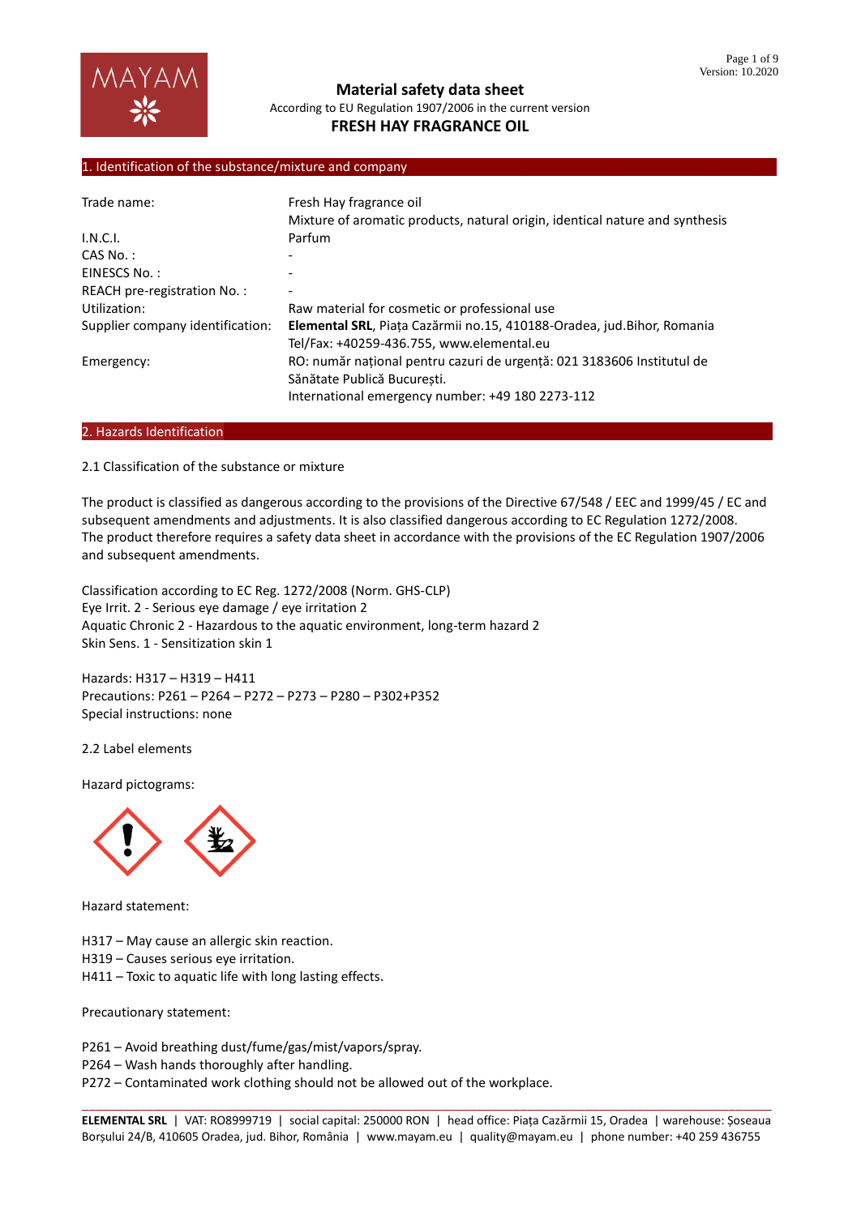# Material safety data sheet

According to EU Regulation 1907/2006 in the current version

**FRESH HAY FRAGRANCE OIL**

## 1. Identification of the substance/mixture and company

| | |
|---|---|
| Trade name: | Fresh Hay fragrance oil<br>Mixture of aromatic products, natural origin, identical nature and synthesis |
| I.N.C.I. | Parfum |
| CAS No. : | - |
| EINESCS No. : | - |
| REACH pre-registration No. : | - |
| Utilization: | Raw material for cosmetic or professional use |
| Supplier company identification: | **Elemental SRL**, Piața Cazărmii no.15, 410188-Oradea, jud.Bihor, Romania<br>Tel/Fax: +40259-436.755, www.elemental.eu |
| Emergency: | RO: număr național pentru cazuri de urgență: 021 3183606 Institutul de Sănătate Publică București.<br>International emergency number: +49 180 2273-112 |

## 2. Hazards Identification

2.1 Classification of the substance or mixture

The product is classified as dangerous according to the provisions of the Directive 67/548 / EEC and 1999/45 / EC and subsequent amendments and adjustments. It is also classified dangerous according to EC Regulation 1272/2008. The product therefore requires a safety data sheet in accordance with the provisions of the EC Regulation 1907/2006 and subsequent amendments.

Classification according to EC Reg. 1272/2008 (Norm. GHS-CLP)
Eye Irrit. 2 - Serious eye damage / eye irritation 2
Aquatic Chronic 2 - Hazardous to the aquatic environment, long-term hazard 2
Skin Sens. 1 - Sensitization skin 1

Hazards: H317 – H319 – H411
Precautions: P261 – P264 – P272 – P273 – P280 – P302+P352
Special instructions: none

2.2 Label elements

Hazard pictograms:

Hazard statement:

H317 – May cause an allergic skin reaction.
H319 – Causes serious eye irritation.
H411 – Toxic to aquatic life with long lasting effects.

Precautionary statement:

P261 – Avoid breathing dust/fume/gas/mist/vapors/spray.
P264 – Wash hands thoroughly after handling.
P272 – Contaminated work clothing should not be allowed out of the workplace.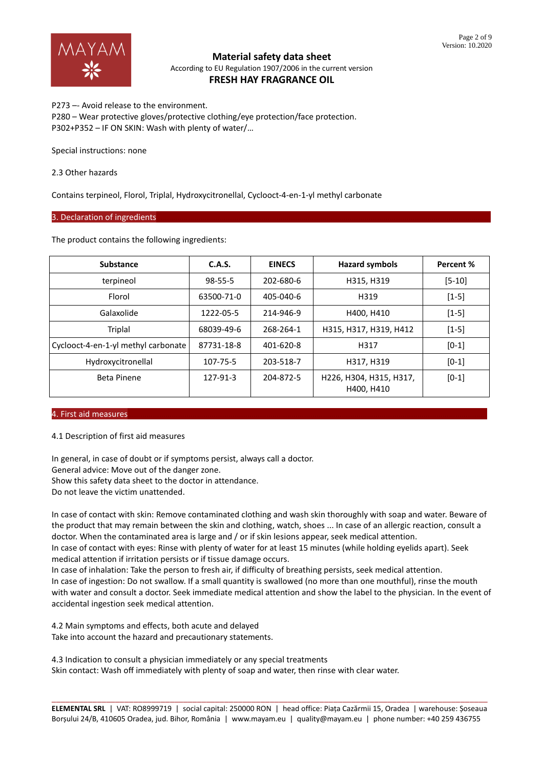P273 –- Avoid release to the environment.
P280 – Wear protective gloves/protective clothing/eye protection/face protection.
P302+P352 – IF ON SKIN: Wash with plenty of water/…

Special instructions: none

2.3 Other hazards

Contains terpineol, Florol, Triplal, Hydroxycitronellal, Cyclooct-4-en-1-yl methyl carbonate

## 3. Declaration of ingredients

The product contains the following ingredients:

| Substance | C.A.S. | EINECS | Hazard symbols | Percent % |
|---|---|---|---|---|
| terpineol | 98-55-5 | 202-680-6 | H315, H319 | [5-10] |
| Florol | 63500-71-0 | 405-040-6 | H319 | [1-5] |
| Galaxolide | 1222-05-5 | 214-946-9 | H400, H410 | [1-5] |
| Triplal | 68039-49-6 | 268-264-1 | H315, H317, H319, H412 | [1-5] |
| Cyclooct-4-en-1-yl methyl carbonate | 87731-18-8 | 401-620-8 | H317 | [0-1] |
| Hydroxycitronellal | 107-75-5 | 203-518-7 | H317, H319 | [0-1] |
| Beta Pinene | 127-91-3 | 204-872-5 | H226, H304, H315, H317, H400, H410 | [0-1] |

## 4. First aid measures

4.1 Description of first aid measures

In general, in case of doubt or if symptoms persist, always call a doctor.
General advice: Move out of the danger zone.
Show this safety data sheet to the doctor in attendance.
Do not leave the victim unattended.

In case of contact with skin: Remove contaminated clothing and wash skin thoroughly with soap and water. Beware of the product that may remain between the skin and clothing, watch, shoes ... In case of an allergic reaction, consult a doctor. When the contaminated area is large and / or if skin lesions appear, seek medical attention.
In case of contact with eyes: Rinse with plenty of water for at least 15 minutes (while holding eyelids apart). Seek medical attention if irritation persists or if tissue damage occurs.
In case of inhalation: Take the person to fresh air, if difficulty of breathing persists, seek medical attention.
In case of ingestion: Do not swallow. If a small quantity is swallowed (no more than one mouthful), rinse the mouth with water and consult a doctor. Seek immediate medical attention and show the label to the physician. In the event of accidental ingestion seek medical attention.

4.2 Main symptoms and effects, both acute and delayed
Take into account the hazard and precautionary statements.

4.3 Indication to consult a physician immediately or any special treatments
Skin contact: Wash off immediately with plenty of soap and water, then rinse with clear water.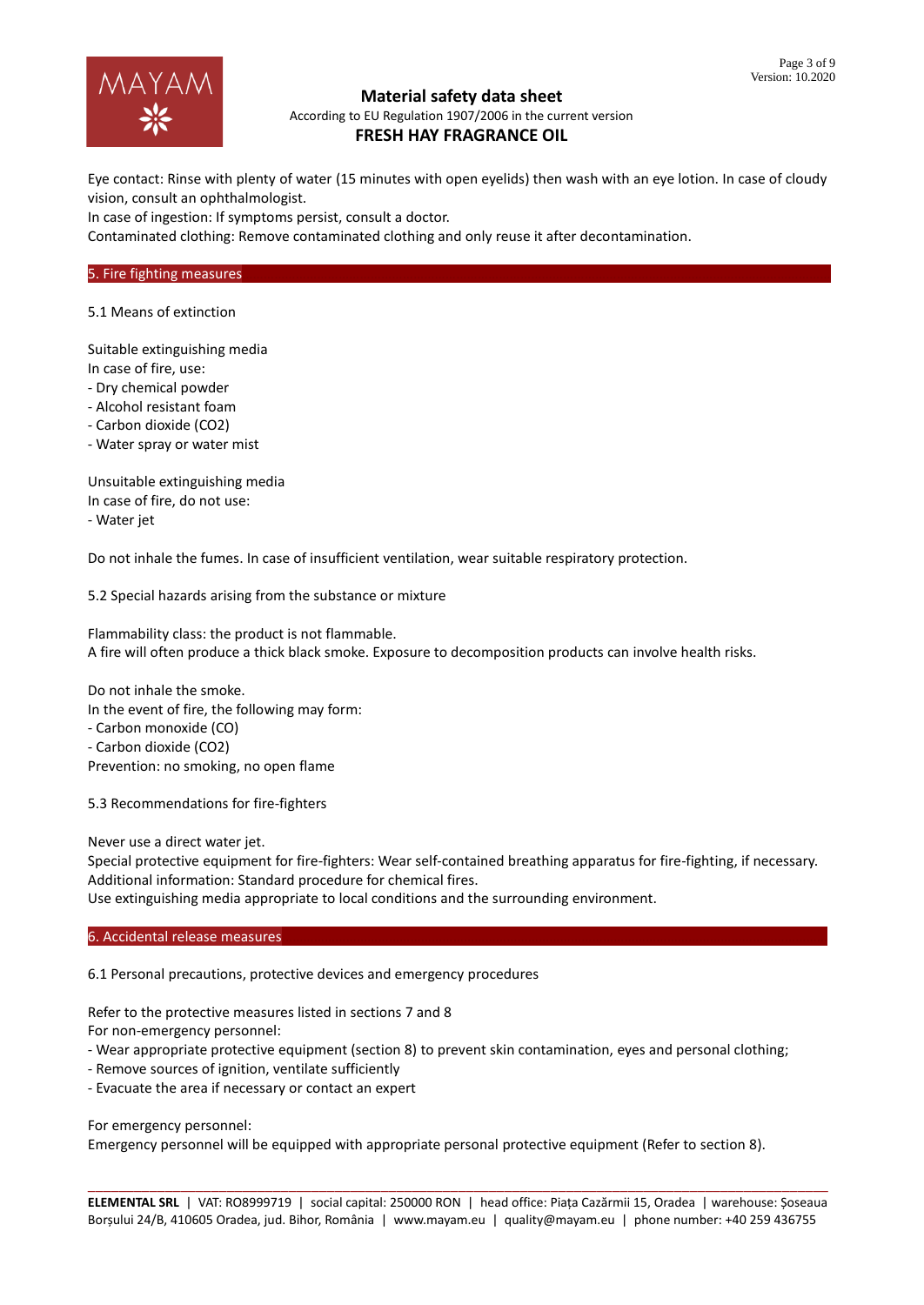Eye contact: Rinse with plenty of water (15 minutes with open eyelids) then wash with an eye lotion. In case of cloudy vision, consult an ophthalmologist.
In case of ingestion: If symptoms persist, consult a doctor.
Contaminated clothing: Remove contaminated clothing and only reuse it after decontamination.

## 5. Fire fighting measures

5.1 Means of extinction

Suitable extinguishing media
In case of fire, use:
- Dry chemical powder
- Alcohol resistant foam
- Carbon dioxide ($CO_2$)
- Water spray or water mist

Unsuitable extinguishing media
In case of fire, do not use:
- Water jet

Do not inhale the fumes. In case of insufficient ventilation, wear suitable respiratory protection.

5.2 Special hazards arising from the substance or mixture

Flammability class: the product is not flammable.
A fire will often produce a thick black smoke. Exposure to decomposition products can involve health risks.

Do not inhale the smoke.
In the event of fire, the following may form:
- Carbon monoxide (CO)
- Carbon dioxide ($CO_2$)
Prevention: no smoking, no open flame

5.3 Recommendations for fire-fighters

Never use a direct water jet.
Special protective equipment for fire-fighters: Wear self-contained breathing apparatus for fire-fighting, if necessary.
Additional information: Standard procedure for chemical fires.
Use extinguishing media appropriate to local conditions and the surrounding environment.

## 6. Accidental release measures

6.1 Personal precautions, protective devices and emergency procedures

Refer to the protective measures listed in sections 7 and 8
For non-emergency personnel:
- Wear appropriate protective equipment (section 8) to prevent skin contamination, eyes and personal clothing;
- Remove sources of ignition, ventilate sufficiently
- Evacuate the area if necessary or contact an expert

For emergency personnel:
Emergency personnel will be equipped with appropriate personal protective equipment (Refer to section 8).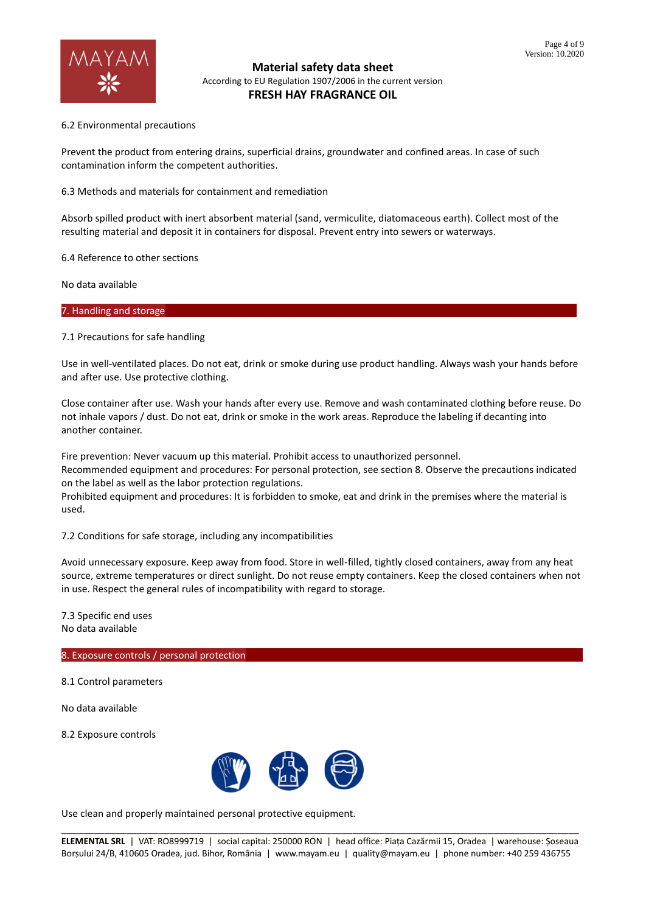6.2 Environmental precautions

Prevent the product from entering drains, superficial drains, groundwater and confined areas. In case of such contamination inform the competent authorities.

6.3 Methods and materials for containment and remediation

Absorb spilled product with inert absorbent material (sand, vermiculite, diatomaceous earth). Collect most of the resulting material and deposit it in containers for disposal. Prevent entry into sewers or waterways.

6.4 Reference to other sections

No data available

## 7. Handling and storage

7.1 Precautions for safe handling

Use in well-ventilated places. Do not eat, drink or smoke during use product handling. Always wash your hands before and after use. Use protective clothing.

Close container after use. Wash your hands after every use. Remove and wash contaminated clothing before reuse. Do not inhale vapors / dust. Do not eat, drink or smoke in the work areas. Reproduce the labeling if decanting into another container.

Fire prevention: Never vacuum up this material. Prohibit access to unauthorized personnel.
Recommended equipment and procedures: For personal protection, see section 8. Observe the precautions indicated on the label as well as the labor protection regulations.
Prohibited equipment and procedures: It is forbidden to smoke, eat and drink in the premises where the material is used.

7.2 Conditions for safe storage, including any incompatibilities

Avoid unnecessary exposure. Keep away from food. Store in well-filled, tightly closed containers, away from any heat source, extreme temperatures or direct sunlight. Do not reuse empty containers. Keep the closed containers when not in use. Respect the general rules of incompatibility with regard to storage.

7.3 Specific end uses
No data available

## 8. Exposure controls / personal protection

8.1 Control parameters

No data available

8.2 Exposure controls

Use clean and properly maintained personal protective equipment.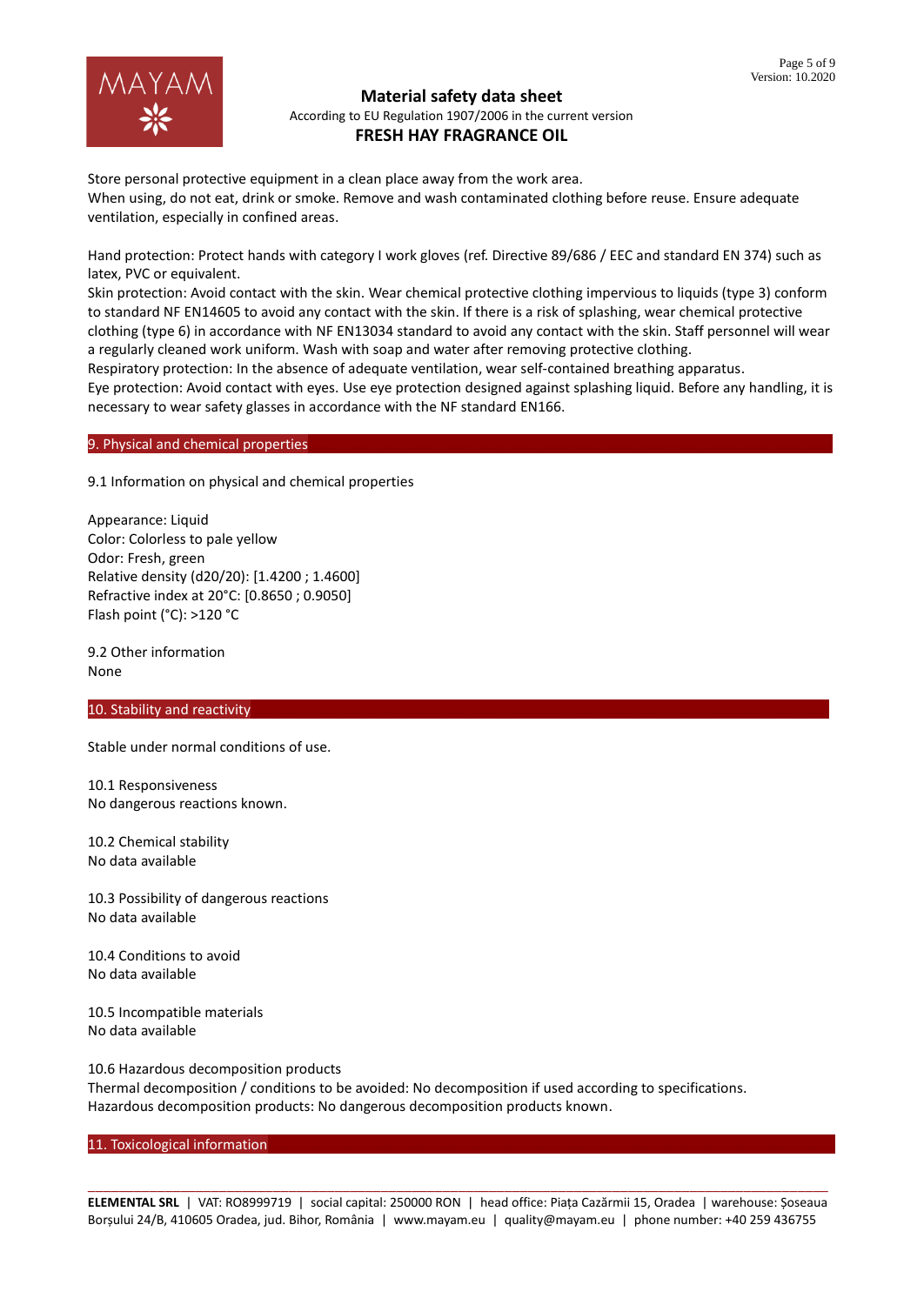Store personal protective equipment in a clean place away from the work area.
When using, do not eat, drink or smoke. Remove and wash contaminated clothing before reuse. Ensure adequate ventilation, especially in confined areas.

Hand protection: Protect hands with category I work gloves (ref. Directive 89/686 / EEC and standard EN 374) such as latex, PVC or equivalent.
Skin protection: Avoid contact with the skin. Wear chemical protective clothing impervious to liquids (type 3) conform to standard NF EN14605 to avoid any contact with the skin. If there is a risk of splashing, wear chemical protective clothing (type 6) in accordance with NF EN13034 standard to avoid any contact with the skin. Staff personnel will wear a regularly cleaned work uniform. Wash with soap and water after removing protective clothing.
Respiratory protection: In the absence of adequate ventilation, wear self-contained breathing apparatus.
Eye protection: Avoid contact with eyes. Use eye protection designed against splashing liquid. Before any handling, it is necessary to wear safety glasses in accordance with the NF standard EN166.

## 9. Physical and chemical properties

9.1 Information on physical and chemical properties

Appearance: Liquid
Color: Colorless to pale yellow
Odor: Fresh, green
Relative density (d20/20): [1.4200 ; 1.4600]
Refractive index at 20°C: [0.8650 ; 0.9050]
Flash point (°C): >120 °C

9.2 Other information
None

## 10. Stability and reactivity

Stable under normal conditions of use.

10.1 Responsiveness
No dangerous reactions known.

10.2 Chemical stability
No data available

10.3 Possibility of dangerous reactions
No data available

10.4 Conditions to avoid
No data available

10.5 Incompatible materials
No data available

10.6 Hazardous decomposition products
Thermal decomposition / conditions to be avoided: No decomposition if used according to specifications.
Hazardous decomposition products: No dangerous decomposition products known.

## 11. Toxicological information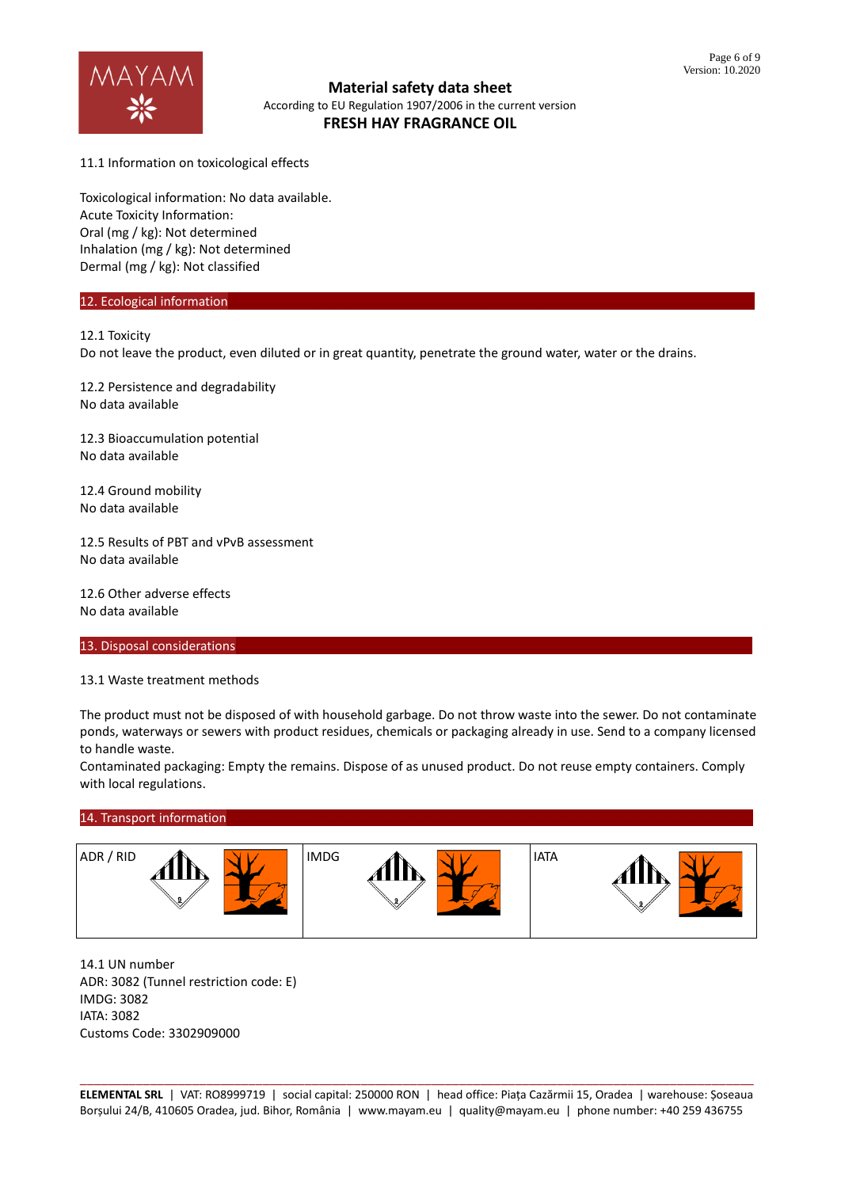11.1 Information on toxicological effects

Toxicological information: No data available.
Acute Toxicity Information:
Oral (mg / kg): Not determined
Inhalation (mg / kg): Not determined
Dermal (mg / kg): Not classified

## 12. Ecological information

12.1 Toxicity
Do not leave the product, even diluted or in great quantity, penetrate the ground water, water or the drains.

12.2 Persistence and degradability
No data available

12.3 Bioaccumulation potential
No data available

12.4 Ground mobility
No data available

12.5 Results of PBT and vPvB assessment
No data available

12.6 Other adverse effects
No data available

## 13. Disposal considerations

13.1 Waste treatment methods

The product must not be disposed of with household garbage. Do not throw waste into the sewer. Do not contaminate ponds, waterways or sewers with product residues, chemicals or packaging already in use. Send to a company licensed to handle waste.
Contaminated packaging: Empty the remains. Dispose of as unused product. Do not reuse empty containers. Comply with local regulations.

## 14. Transport information

| ADR / RID | IMDG | IATA |
|---|---|---|

14.1 UN number
ADR: 3082 (Tunnel restriction code: E)
IMDG: 3082
IATA: 3082
Customs Code: 3302909000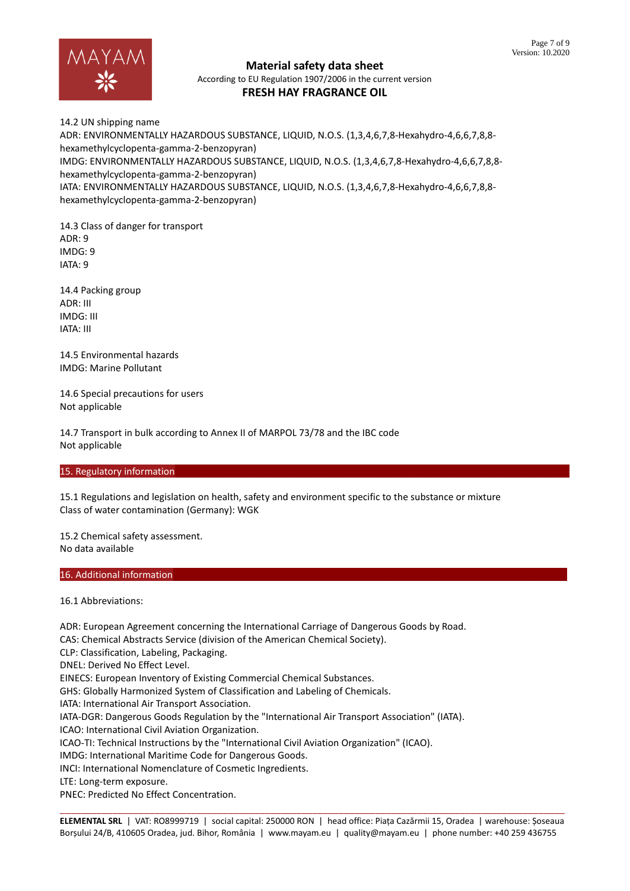14.2 UN shipping name

ADR: ENVIRONMENTALLY HAZARDOUS SUBSTANCE, LIQUID, N.O.S. (1,3,4,6,7,8-Hexahydro-4,6,6,7,8,8-hexamethylcyclopenta-gamma-2-benzopyran)
IMDG: ENVIRONMENTALLY HAZARDOUS SUBSTANCE, LIQUID, N.O.S. (1,3,4,6,7,8-Hexahydro-4,6,6,7,8,8-hexamethylcyclopenta-gamma-2-benzopyran)
IATA: ENVIRONMENTALLY HAZARDOUS SUBSTANCE, LIQUID, N.O.S. (1,3,4,6,7,8-Hexahydro-4,6,6,7,8,8-hexamethylcyclopenta-gamma-2-benzopyran)

14.3 Class of danger for transport

ADR: 9
IMDG: 9
IATA: 9

14.4 Packing group

ADR: III
IMDG: III
IATA: III

14.5 Environmental hazards

IMDG: Marine Pollutant

14.6 Special precautions for users

Not applicable

14.7 Transport in bulk according to Annex II of MARPOL 73/78 and the IBC code

Not applicable

## 15. Regulatory information

15.1 Regulations and legislation on health, safety and environment specific to the substance or mixture

Class of water contamination (Germany): WGK

15.2 Chemical safety assessment.

No data available

## 16. Additional information

16.1 Abbreviations:

ADR: European Agreement concerning the International Carriage of Dangerous Goods by Road.
CAS: Chemical Abstracts Service (division of the American Chemical Society).
CLP: Classification, Labeling, Packaging.
DNEL: Derived No Effect Level.
EINECS: European Inventory of Existing Commercial Chemical Substances.
GHS: Globally Harmonized System of Classification and Labeling of Chemicals.
IATA: International Air Transport Association.
IATA-DGR: Dangerous Goods Regulation by the "International Air Transport Association" (IATA).
ICAO: International Civil Aviation Organization.
ICAO-TI: Technical Instructions by the "International Civil Aviation Organization" (ICAO).
IMDG: International Maritime Code for Dangerous Goods.
INCI: International Nomenclature of Cosmetic Ingredients.
LTE: Long-term exposure.
PNEC: Predicted No Effect Concentration.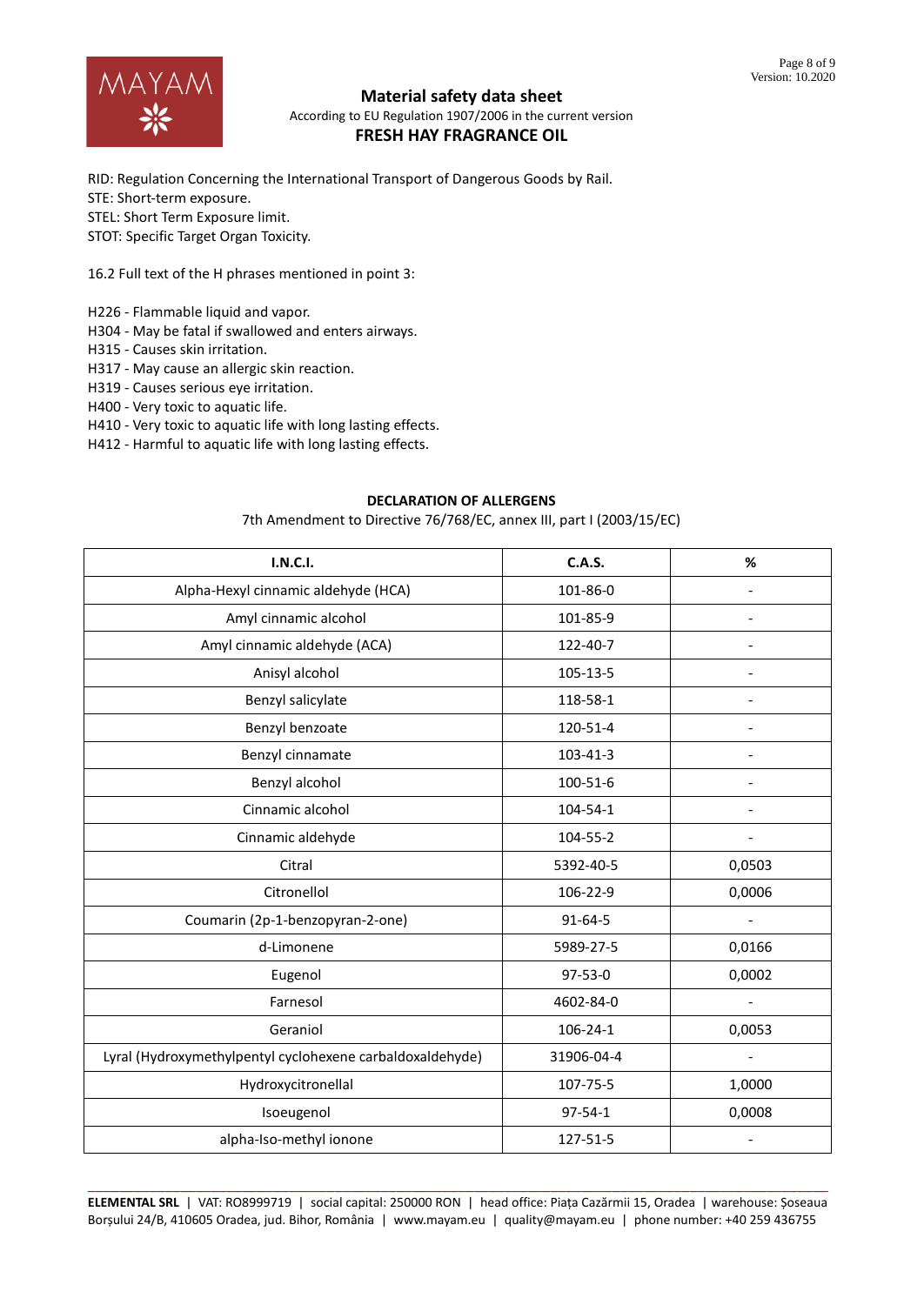RID: Regulation Concerning the International Transport of Dangerous Goods by Rail.
STE: Short-term exposure.
STEL: Short Term Exposure limit.
STOT: Specific Target Organ Toxicity.

16.2 Full text of the H phrases mentioned in point 3:

H226 - Flammable liquid and vapor.
H304 - May be fatal if swallowed and enters airways.
H315 - Causes skin irritation.
H317 - May cause an allergic skin reaction.
H319 - Causes serious eye irritation.
H400 - Very toxic to aquatic life.
H410 - Very toxic to aquatic life with long lasting effects.
H412 - Harmful to aquatic life with long lasting effects.

**DECLARATION OF ALLERGENS**

7th Amendment to Directive 76/768/EC, annex III, part I (2003/15/EC)

| I.N.C.I. | C.A.S. | % |
|---|---|---|
| Alpha-Hexyl cinnamic aldehyde (HCA) | 101-86-0 | - |
| Amyl cinnamic alcohol | 101-85-9 | - |
| Amyl cinnamic aldehyde (ACA) | 122-40-7 | - |
| Anisyl alcohol | 105-13-5 | - |
| Benzyl salicylate | 118-58-1 | - |
| Benzyl benzoate | 120-51-4 | - |
| Benzyl cinnamate | 103-41-3 | - |
| Benzyl alcohol | 100-51-6 | - |
| Cinnamic alcohol | 104-54-1 | - |
| Cinnamic aldehyde | 104-55-2 | - |
| Citral | 5392-40-5 | 0,0503 |
| Citronellol | 106-22-9 | 0,0006 |
| Coumarin (2p-1-benzopyran-2-one) | 91-64-5 | - |
| d-Limonene | 5989-27-5 | 0,0166 |
| Eugenol | 97-53-0 | 0,0002 |
| Farnesol | 4602-84-0 | - |
| Geraniol | 106-24-1 | 0,0053 |
| Lyral (Hydroxymethylpentyl cyclohexene carbaldoxaldehyde) | 31906-04-4 | - |
| Hydroxycitronellal | 107-75-5 | 1,0000 |
| Isoeugenol | 97-54-1 | 0,0008 |
| alpha-Iso-methyl ionone | 127-51-5 | - |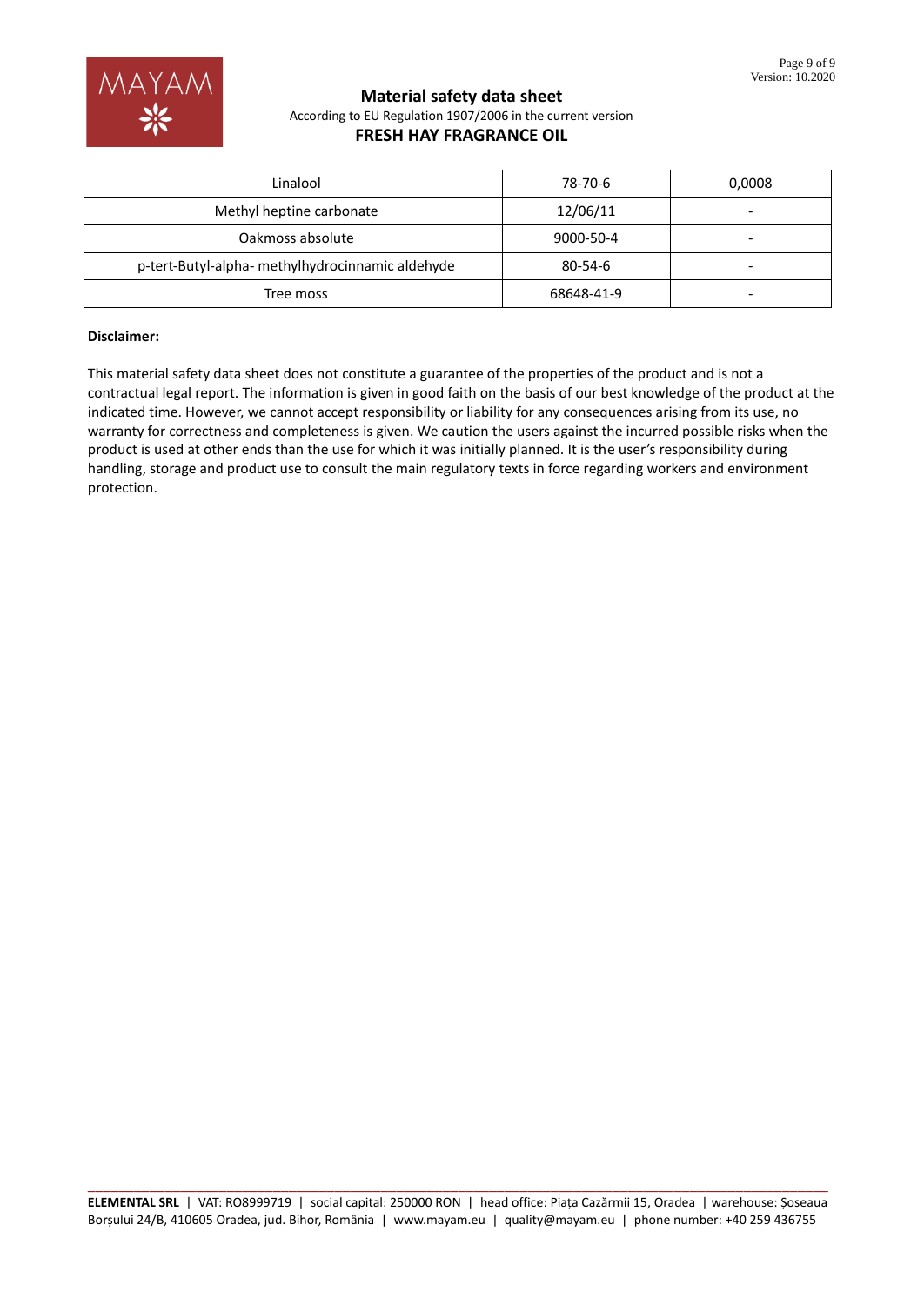| | | |
|---|---|---|
| Linalool | 78-70-6 | 0,0008 |
| Methyl heptine carbonate | 12/06/11 | - |
| Oakmoss absolute | 9000-50-4 | - |
| p-tert-Butyl-alpha- methylhydrocinnamic aldehyde | 80-54-6 | - |
| Tree moss | 68648-41-9 | - |

**Disclaimer:**

This material safety data sheet does not constitute a guarantee of the properties of the product and is not a contractual legal report. The information is given in good faith on the basis of our best knowledge of the product at the indicated time. However, we cannot accept responsibility or liability for any consequences arising from its use, no warranty for correctness and completeness is given. We caution the users against the incurred possible risks when the product is used at other ends than the use for which it was initially planned. It is the user's responsibility during handling, storage and product use to consult the main regulatory texts in force regarding workers and environment protection.